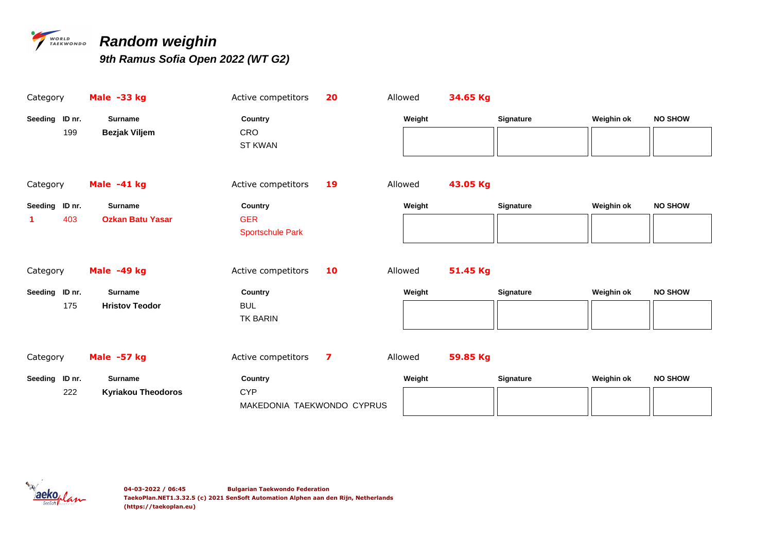# Random weighin

## 9th Ramus Sofia Open 2022 (WT G2)

Category **Male -33 kg** Active competitors **20** Allowed **34.65 Kg**

| Seeding | ID nr. | Surname | Country | Weight | Signature | Weighin ok | NO SHOW |
|---|---|---|---|---|---|---|---|
| | 199 | **Bezjak Viljem** | CRO<br>ST KWAN | | | | |

Category **Male -41 kg** Active competitors **19** Allowed **43.05 Kg**

| Seeding | ID nr. | Surname | Country | Weight | Signature | Weighin ok | NO SHOW |
|---|---|---|---|---|---|---|---|
| 1 | 403 | **Ozkan Batu Yasar** | GER<br>Sportschule Park | | | | |

Category **Male -49 kg** Active competitors **10** Allowed **51.45 Kg**

| Seeding | ID nr. | Surname | Country | Weight | Signature | Weighin ok | NO SHOW |
|---|---|---|---|---|---|---|---|
| | 175 | **Hristov Teodor** | BUL<br>TK BARIN | | | | |

Category **Male -57 kg** Active competitors **7** Allowed **59.85 Kg**

| Seeding | ID nr. | Surname | Country | Weight | Signature | Weighin ok | NO SHOW |
|---|---|---|---|---|---|---|---|
| | 222 | **Kyriakou Theodoros** | CYP<br>MAKEDONIA TAEKWONDO CYPRUS | | | | |

04-03-2022 / 06:45 Bulgarian Taekwondo Federation
TaekoPlan.NET1.3.32.5 (c) 2021 SenSoft Automation Alphen aan den Rijn, Netherlands
(https://taekoplan.eu)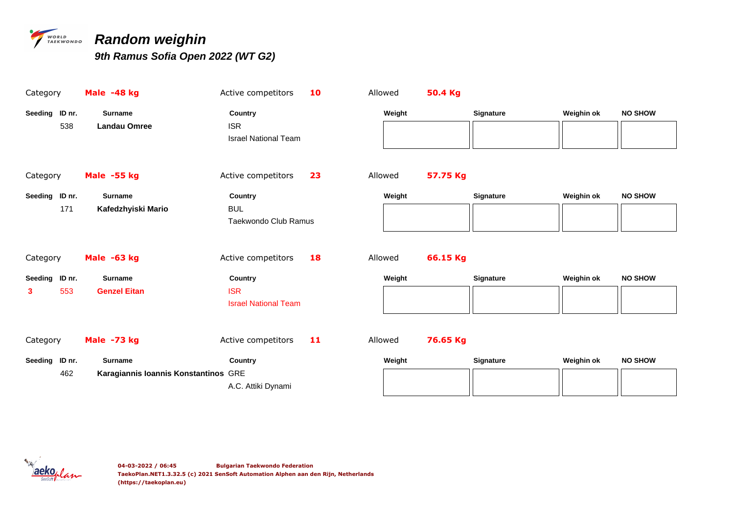# Random weighin

## 9th Ramus Sofia Open 2022 (WT G2)

Category **Male -48 kg** Active competitors **10** Allowed **50.4 Kg**

| Seeding | ID nr. | Surname | Country | Weight | Signature | Weighin ok | NO SHOW |
|---|---|---|---|---|---|---|---|
| | 538 | **Landau Omree** | ISR<br>Israel National Team | | | | |

Category **Male -55 kg** Active competitors **23** Allowed **57.75 Kg**

| Seeding | ID nr. | Surname | Country | Weight | Signature | Weighin ok | NO SHOW |
|---|---|---|---|---|---|---|---|
| | 171 | **Kafedzhyiski Mario** | BUL<br>Taekwondo Club Ramus | | | | |

Category **Male -63 kg** Active competitors **18** Allowed **66.15 Kg**

| Seeding | ID nr. | Surname | Country | Weight | Signature | Weighin ok | NO SHOW |
|---|---|---|---|---|---|---|---|
| 3 | 553 | **Genzel Eitan** | ISR<br>Israel National Team | | | | |

Category **Male -73 kg** Active competitors **11** Allowed **76.65 Kg**

| Seeding | ID nr. | Surname | Country | Weight | Signature | Weighin ok | NO SHOW |
|---|---|---|---|---|---|---|---|
| | 462 | **Karagiannis Ioannis Konstantinos** | GRE<br>A.C. Attiki Dynami | | | | |

04-03-2022 / 06:45 Bulgarian Taekwondo Federation
TaekoPlan.NET1.3.32.5 (c) 2021 SenSoft Automation Alphen aan den Rijn, Netherlands
(https://taekoplan.eu)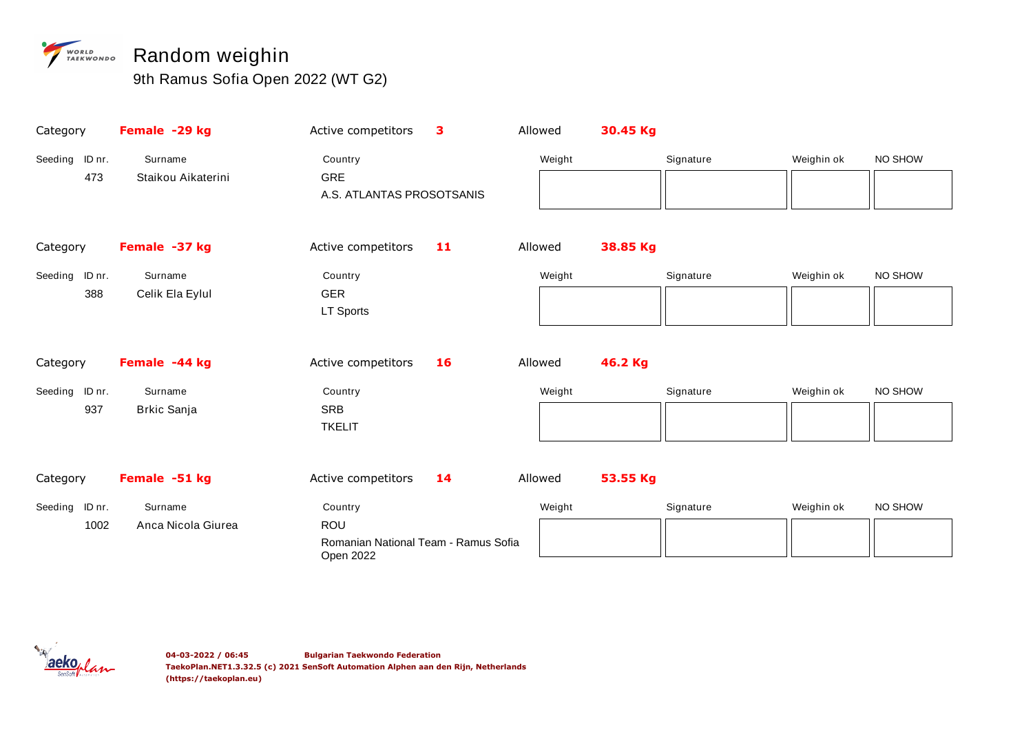# Random weighin

9th Ramus Sofia Open 2022 (WT G2)

Category **Female -29 kg** Active competitors **3** Allowed **30.45 Kg**

| Seeding | ID nr. | Surname | Country | Weight | Signature | Weighin ok | NO SHOW |
|---|---|---|---|---|---|---|---|
| | 473 | Staikou Aikaterini | GRE<br>A.S. ATLANTAS PROSOTSANIS | | | | |

Category **Female -37 kg** Active competitors **11** Allowed **38.85 Kg**

| Seeding | ID nr. | Surname | Country | Weight | Signature | Weighin ok | NO SHOW |
|---|---|---|---|---|---|---|---|
| | 388 | Celik Ela Eylul | GER<br>LT Sports | | | | |

Category **Female -44 kg** Active competitors **16** Allowed **46.2 Kg**

| Seeding | ID nr. | Surname | Country | Weight | Signature | Weighin ok | NO SHOW |
|---|---|---|---|---|---|---|---|
| | 937 | Brkic Sanja | SRB<br>TKELIT | | | | |

Category **Female -51 kg** Active competitors **14** Allowed **53.55 Kg**

| Seeding | ID nr. | Surname | Country | Weight | Signature | Weighin ok | NO SHOW |
|---|---|---|---|---|---|---|---|
| | 1002 | Anca Nicola Giurea | ROU<br>Romanian National Team - Ramus Sofia Open 2022 | | | | |

**04-03-2022 / 06:45** **Bulgarian Taekwondo Federation**
**TaekoPlan.NET1.3.32.5 (c) 2021 SenSoft Automation Alphen aan den Rijn, Netherlands (https://taekoplan.eu)**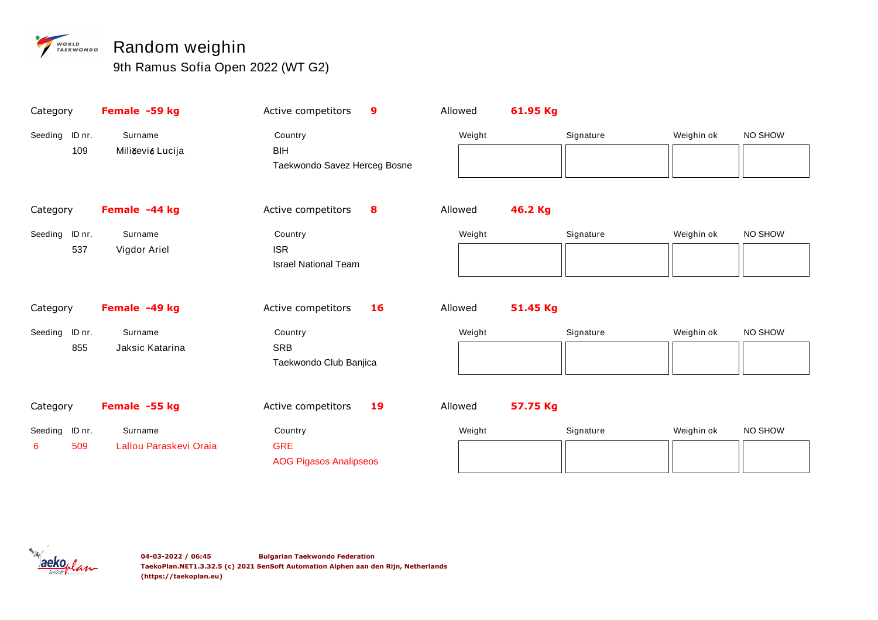# Random weighin

## 9th Ramus Sofia Open 2022 (WT G2)

Category **Female -59 kg** | Active competitors **9** | Allowed **61.95 Kg**

| Seeding | ID nr. | Surname | Country | Weight | Signature | Weighin ok | NO SHOW |
|---|---|---|---|---|---|---|---|
| | 109 | Miličević Lucija | BIH<br>Taekwondo Savez Herceg Bosne | | | | |

Category **Female -44 kg** | Active competitors **8** | Allowed **46.2 Kg**

| Seeding | ID nr. | Surname | Country | Weight | Signature | Weighin ok | NO SHOW |
|---|---|---|---|---|---|---|---|
| | 537 | Vigdor Ariel | ISR<br>Israel National Team | | | | |

Category **Female -49 kg** | Active competitors **16** | Allowed **51.45 Kg**

| Seeding | ID nr. | Surname | Country | Weight | Signature | Weighin ok | NO SHOW |
|---|---|---|---|---|---|---|---|
| | 855 | Jaksic Katarina | SRB<br>Taekwondo Club Banjica | | | | |

Category **Female -55 kg** | Active competitors **19** | Allowed **57.75 Kg**

| Seeding | ID nr. | Surname | Country | Weight | Signature | Weighin ok | NO SHOW |
|---|---|---|---|---|---|---|---|
| 6 | 509 | Lallou Paraskevi Oraia | GRE<br>AOG Pigasos Analipseos | | | | |

**04-03-2022 / 06:45** **Bulgarian Taekwondo Federation**
**TaekoPlan.NET1.3.32.5 (c) 2021 SenSoft Automation Alphen aan den Rijn, Netherlands**
**(https://taekoplan.eu)**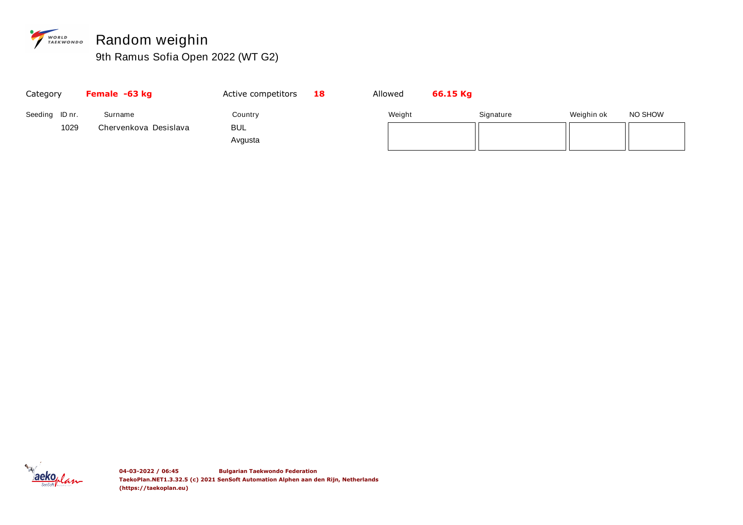# Random weighin

## 9th Ramus Sofia Open 2022 (WT G2)

Category **Female -63 kg** Active competitors **18** Allowed **66.15 Kg**

| Seeding | ID nr. | Surname | Country | Weight | Signature | Weighin ok | NO SHOW |
|---|---|---|---|---|---|---|---|
| | 1029 | Chervenkova Desislava | BUL Avgusta | | | | |

**04-03-2022 / 06:45** **Bulgarian Taekwondo Federation**
**TaekoPlan.NET1.3.32.5 (c) 2021 SenSoft Automation Alphen aan den Rijn, Netherlands (https://taekoplan.eu)**